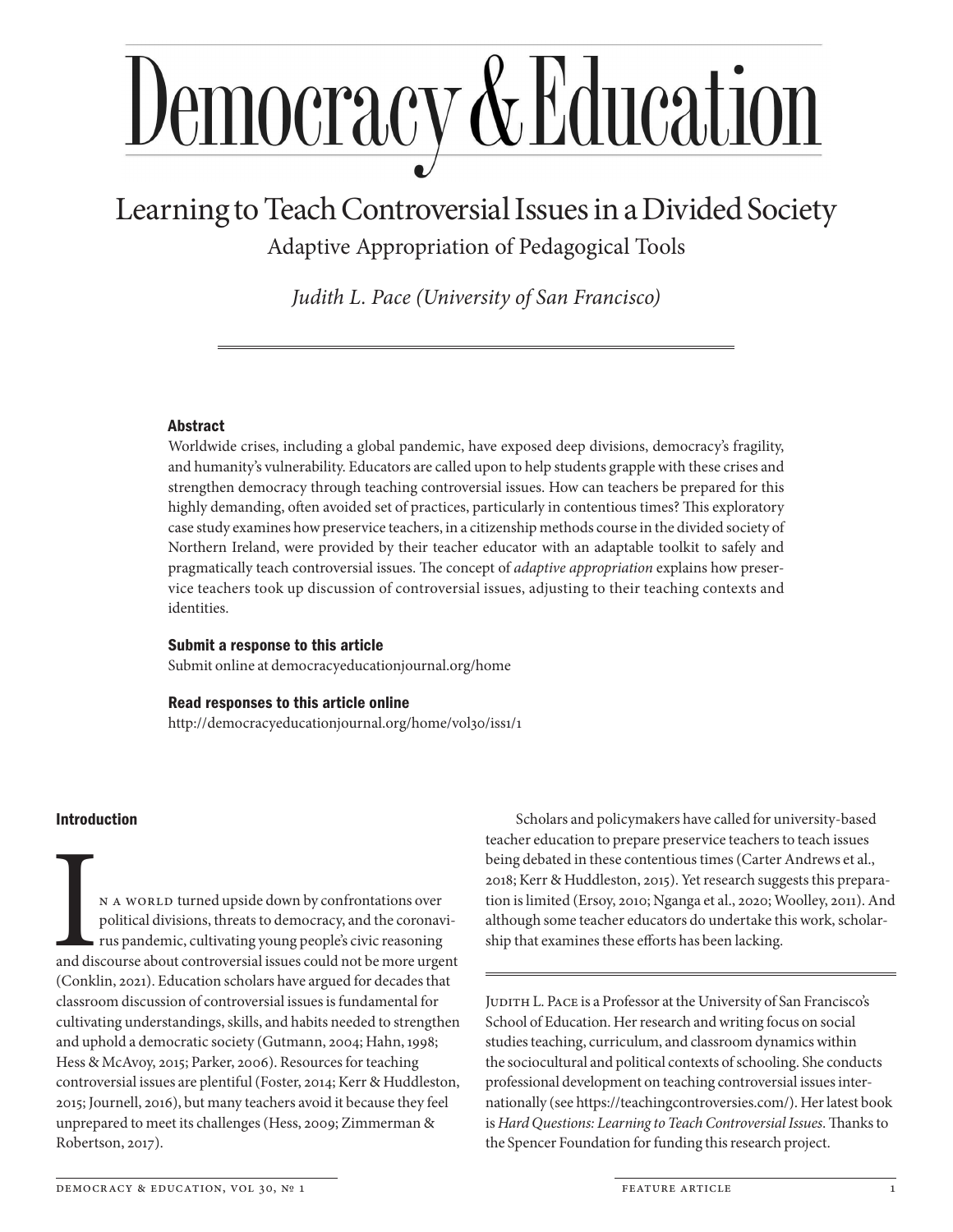# Democracy & Education

## Learning to Teach Controversial Issues in a Divided Society

### Adaptive Appropriation of Pedagogical Tools

*Judith L. Pace (University of San Francisco)*

---

#### Abstract

Worldwide crises, including a global pandemic, have exposed deep divisions, democracy's fragility, and humanity's vulnerability. Educators are called upon to help students grapple with these crises and strengthen democracy through teaching controversial issues. How can teachers be prepared for this highly demanding, often avoided set of practices, particularly in contentious times? This exploratory case study examines how preservice teachers, in a citizenship methods course in the divided society of Northern Ireland, were provided by their teacher educator with an adaptable toolkit to safely and pragmatically teach controversial issues. The concept of *adaptive appropriation* explains how preservice teachers took up discussion of controversial issues, adjusting to their teaching contexts and identities.

#### Submit a response to this article

Submit online at democracyeducationjournal.org/home

#### Read responses to this article online

http://democracyeducationjournal.org/home/vol30/iss1/1

#### Introduction

In a world turned upside down by confrontations over political divisions, threats to democracy, and the coronavirus pandemic, cultivating young people's civic reasoning and discourse about controversial issues could not be more urgent (Conklin, 2021). Education scholars have argued for decades that classroom discussion of controversial issues is fundamental for cultivating understandings, skills, and habits needed to strengthen and uphold a democratic society (Gutmann, 2004; Hahn, 1998; Hess & McAvoy, 2015; Parker, 2006). Resources for teaching controversial issues are plentiful (Foster, 2014; Kerr & Huddleston, 2015; Journell, 2016), but many teachers avoid it because they feel unprepared to meet its challenges (Hess, 2009; Zimmerman & Robertson, 2017).

Scholars and policymakers have called for university-based teacher education to prepare preservice teachers to teach issues being debated in these contentious times (Carter Andrews et al., 2018; Kerr & Huddleston, 2015). Yet research suggests this preparation is limited (Ersoy, 2010; Nganga et al., 2020; Woolley, 2011). And although some teacher educators do undertake this work, scholarship that examines these efforts has been lacking.

---

Judith L. Pace is a Professor at the University of San Francisco's School of Education. Her research and writing focus on social studies teaching, curriculum, and classroom dynamics within the sociocultural and political contexts of schooling. She conducts professional development on teaching controversial issues internationally (see https://teachingcontroversies.com/). Her latest book is *Hard Questions: Learning to Teach Controversial Issues*. Thanks to the Spencer Foundation for funding this research project.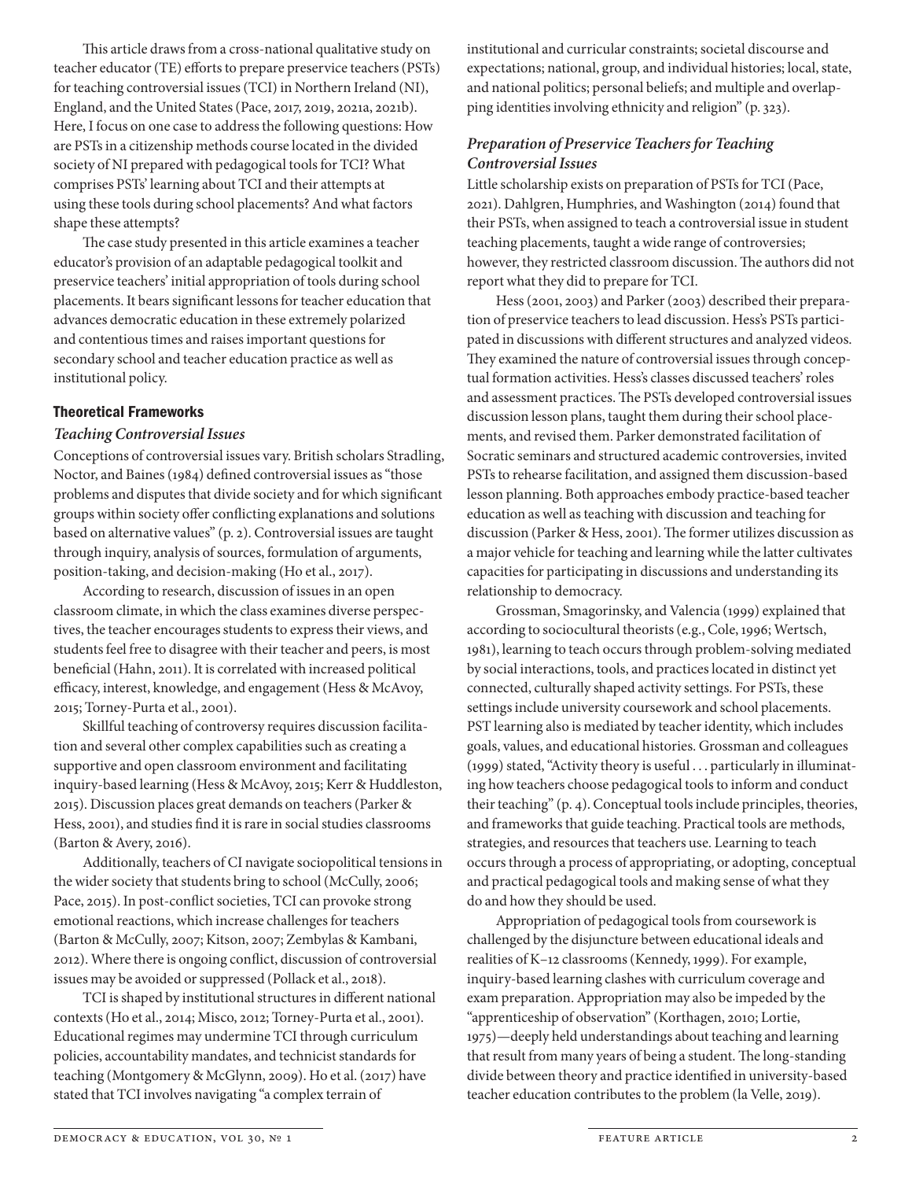This article draws from a cross-national qualitative study on teacher educator (TE) efforts to prepare preservice teachers (PSTs) for teaching controversial issues (TCI) in Northern Ireland (NI), England, and the United States (Pace, 2017, 2019, 2021a, 2021b). Here, I focus on one case to address the following questions: How are PSTs in a citizenship methods course located in the divided society of NI prepared with pedagogical tools for TCI? What comprises PSTs' learning about TCI and their attempts at using these tools during school placements? And what factors shape these attempts?

The case study presented in this article examines a teacher educator's provision of an adaptable pedagogical toolkit and preservice teachers' initial appropriation of tools during school placements. It bears significant lessons for teacher education that advances democratic education in these extremely polarized and contentious times and raises important questions for secondary school and teacher education practice as well as institutional policy.

## Theoretical Frameworks

### *Teaching Controversial Issues*

Conceptions of controversial issues vary. British scholars Stradling, Noctor, and Baines (1984) defined controversial issues as "those problems and disputes that divide society and for which significant groups within society offer conflicting explanations and solutions based on alternative values" (p. 2). Controversial issues are taught through inquiry, analysis of sources, formulation of arguments, position-taking, and decision-making (Ho et al., 2017).

According to research, discussion of issues in an open classroom climate, in which the class examines diverse perspectives, the teacher encourages students to express their views, and students feel free to disagree with their teacher and peers, is most beneficial (Hahn, 2011). It is correlated with increased political efficacy, interest, knowledge, and engagement (Hess & McAvoy, 2015; Torney-Purta et al., 2001).

Skillful teaching of controversy requires discussion facilitation and several other complex capabilities such as creating a supportive and open classroom environment and facilitating inquiry-based learning (Hess & McAvoy, 2015; Kerr & Huddleston, 2015). Discussion places great demands on teachers (Parker & Hess, 2001), and studies find it is rare in social studies classrooms (Barton & Avery, 2016).

Additionally, teachers of CI navigate sociopolitical tensions in the wider society that students bring to school (McCully, 2006; Pace, 2015). In post-conflict societies, TCI can provoke strong emotional reactions, which increase challenges for teachers (Barton & McCully, 2007; Kitson, 2007; Zembylas & Kambani, 2012). Where there is ongoing conflict, discussion of controversial issues may be avoided or suppressed (Pollack et al., 2018).

TCI is shaped by institutional structures in different national contexts (Ho et al., 2014; Misco, 2012; Torney-Purta et al., 2001). Educational regimes may undermine TCI through curriculum policies, accountability mandates, and technicist standards for teaching (Montgomery & McGlynn, 2009). Ho et al. (2017) have stated that TCI involves navigating "a complex terrain of institutional and curricular constraints; societal discourse and expectations; national, group, and individual histories; local, state, and national politics; personal beliefs; and multiple and overlapping identities involving ethnicity and religion" (p. 323).

### *Preparation of Preservice Teachers for Teaching Controversial Issues*

Little scholarship exists on preparation of PSTs for TCI (Pace, 2021). Dahlgren, Humphries, and Washington (2014) found that their PSTs, when assigned to teach a controversial issue in student teaching placements, taught a wide range of controversies; however, they restricted classroom discussion. The authors did not report what they did to prepare for TCI.

Hess (2001, 2003) and Parker (2003) described their preparation of preservice teachers to lead discussion. Hess's PSTs participated in discussions with different structures and analyzed videos. They examined the nature of controversial issues through conceptual formation activities. Hess's classes discussed teachers' roles and assessment practices. The PSTs developed controversial issues discussion lesson plans, taught them during their school placements, and revised them. Parker demonstrated facilitation of Socratic seminars and structured academic controversies, invited PSTs to rehearse facilitation, and assigned them discussion-based lesson planning. Both approaches embody practice-based teacher education as well as teaching with discussion and teaching for discussion (Parker & Hess, 2001). The former utilizes discussion as a major vehicle for teaching and learning while the latter cultivates capacities for participating in discussions and understanding its relationship to democracy.

Grossman, Smagorinsky, and Valencia (1999) explained that according to sociocultural theorists (e.g., Cole, 1996; Wertsch, 1981), learning to teach occurs through problem-solving mediated by social interactions, tools, and practices located in distinct yet connected, culturally shaped activity settings. For PSTs, these settings include university coursework and school placements. PST learning also is mediated by teacher identity, which includes goals, values, and educational histories. Grossman and colleagues (1999) stated, "Activity theory is useful . . . particularly in illuminating how teachers choose pedagogical tools to inform and conduct their teaching" (p. 4). Conceptual tools include principles, theories, and frameworks that guide teaching. Practical tools are methods, strategies, and resources that teachers use. Learning to teach occurs through a process of appropriating, or adopting, conceptual and practical pedagogical tools and making sense of what they do and how they should be used.

Appropriation of pedagogical tools from coursework is challenged by the disjuncture between educational ideals and realities of K–12 classrooms (Kennedy, 1999). For example, inquiry-based learning clashes with curriculum coverage and exam preparation. Appropriation may also be impeded by the "apprenticeship of observation" (Korthagen, 2010; Lortie, 1975)—deeply held understandings about teaching and learning that result from many years of being a student. The long-standing divide between theory and practice identified in university-based teacher education contributes to the problem (la Velle, 2019).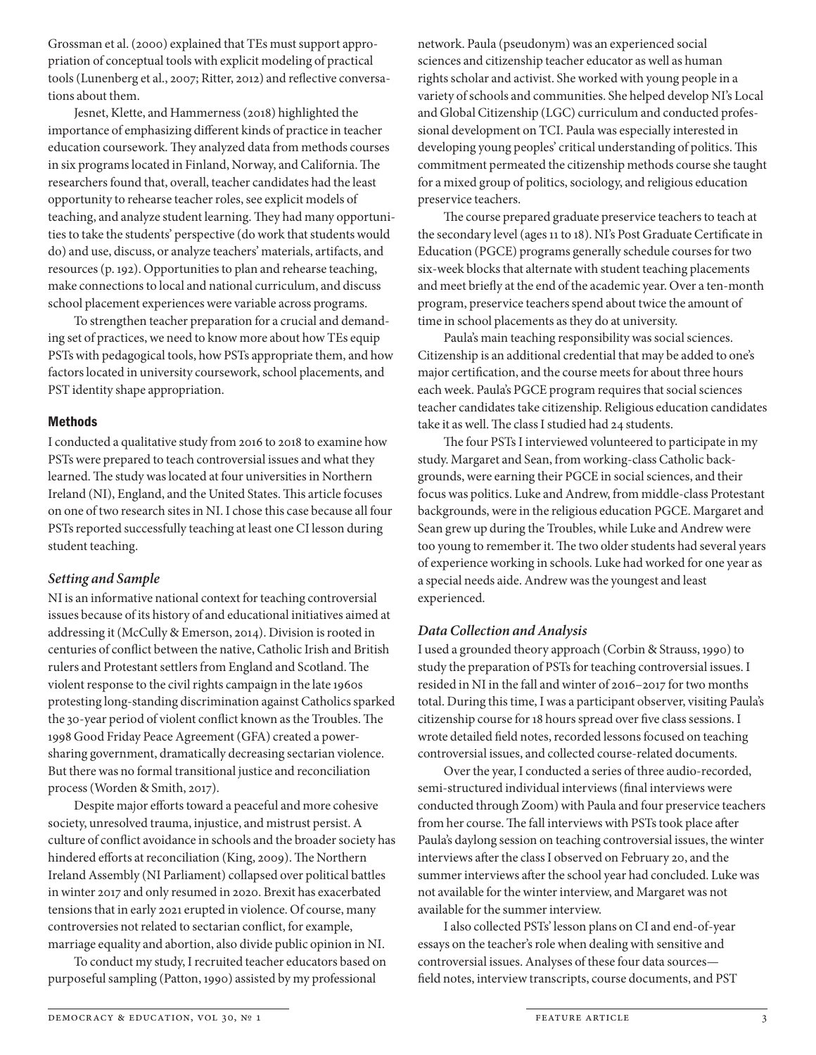Grossman et al. (2000) explained that TEs must support appropriation of conceptual tools with explicit modeling of practical tools (Lunenberg et al., 2007; Ritter, 2012) and reflective conversations about them.

Jesnet, Klette, and Hammerness (2018) highlighted the importance of emphasizing different kinds of practice in teacher education coursework. They analyzed data from methods courses in six programs located in Finland, Norway, and California. The researchers found that, overall, teacher candidates had the least opportunity to rehearse teacher roles, see explicit models of teaching, and analyze student learning. They had many opportunities to take the students' perspective (do work that students would do) and use, discuss, or analyze teachers' materials, artifacts, and resources (p. 192). Opportunities to plan and rehearse teaching, make connections to local and national curriculum, and discuss school placement experiences were variable across programs.

To strengthen teacher preparation for a crucial and demanding set of practices, we need to know more about how TEs equip PSTs with pedagogical tools, how PSTs appropriate them, and how factors located in university coursework, school placements, and PST identity shape appropriation.

## Methods

I conducted a qualitative study from 2016 to 2018 to examine how PSTs were prepared to teach controversial issues and what they learned. The study was located at four universities in Northern Ireland (NI), England, and the United States. This article focuses on one of two research sites in NI. I chose this case because all four PSTs reported successfully teaching at least one CI lesson during student teaching.

### *Setting and Sample*

NI is an informative national context for teaching controversial issues because of its history of and educational initiatives aimed at addressing it (McCully & Emerson, 2014). Division is rooted in centuries of conflict between the native, Catholic Irish and British rulers and Protestant settlers from England and Scotland. The violent response to the civil rights campaign in the late 1960s protesting long-standing discrimination against Catholics sparked the 30-year period of violent conflict known as the Troubles. The 1998 Good Friday Peace Agreement (GFA) created a power-sharing government, dramatically decreasing sectarian violence. But there was no formal transitional justice and reconciliation process (Worden & Smith, 2017).

Despite major efforts toward a peaceful and more cohesive society, unresolved trauma, injustice, and mistrust persist. A culture of conflict avoidance in schools and the broader society has hindered efforts at reconciliation (King, 2009). The Northern Ireland Assembly (NI Parliament) collapsed over political battles in winter 2017 and only resumed in 2020. Brexit has exacerbated tensions that in early 2021 erupted in violence. Of course, many controversies not related to sectarian conflict, for example, marriage equality and abortion, also divide public opinion in NI.

To conduct my study, I recruited teacher educators based on purposeful sampling (Patton, 1990) assisted by my professional network. Paula (pseudonym) was an experienced social sciences and citizenship teacher educator as well as human rights scholar and activist. She worked with young people in a variety of schools and communities. She helped develop NI's Local and Global Citizenship (LGC) curriculum and conducted professional development on TCI. Paula was especially interested in developing young peoples' critical understanding of politics. This commitment permeated the citizenship methods course she taught for a mixed group of politics, sociology, and religious education preservice teachers.

The course prepared graduate preservice teachers to teach at the secondary level (ages 11 to 18). NI's Post Graduate Certificate in Education (PGCE) programs generally schedule courses for two six-week blocks that alternate with student teaching placements and meet briefly at the end of the academic year. Over a ten-month program, preservice teachers spend about twice the amount of time in school placements as they do at university.

Paula's main teaching responsibility was social sciences. Citizenship is an additional credential that may be added to one's major certification, and the course meets for about three hours each week. Paula's PGCE program requires that social sciences teacher candidates take citizenship. Religious education candidates take it as well. The class I studied had 24 students.

The four PSTs I interviewed volunteered to participate in my study. Margaret and Sean, from working-class Catholic backgrounds, were earning their PGCE in social sciences, and their focus was politics. Luke and Andrew, from middle-class Protestant backgrounds, were in the religious education PGCE. Margaret and Sean grew up during the Troubles, while Luke and Andrew were too young to remember it. The two older students had several years of experience working in schools. Luke had worked for one year as a special needs aide. Andrew was the youngest and least experienced.

### *Data Collection and Analysis*

I used a grounded theory approach (Corbin & Strauss, 1990) to study the preparation of PSTs for teaching controversial issues. I resided in NI in the fall and winter of 2016–2017 for two months total. During this time, I was a participant observer, visiting Paula's citizenship course for 18 hours spread over five class sessions. I wrote detailed field notes, recorded lessons focused on teaching controversial issues, and collected course-related documents.

Over the year, I conducted a series of three audio-recorded, semi-structured individual interviews (final interviews were conducted through Zoom) with Paula and four preservice teachers from her course. The fall interviews with PSTs took place after Paula's daylong session on teaching controversial issues, the winter interviews after the class I observed on February 20, and the summer interviews after the school year had concluded. Luke was not available for the winter interview, and Margaret was not available for the summer interview.

I also collected PSTs' lesson plans on CI and end-of-year essays on the teacher's role when dealing with sensitive and controversial issues. Analyses of these four data sources—field notes, interview transcripts, course documents, and PST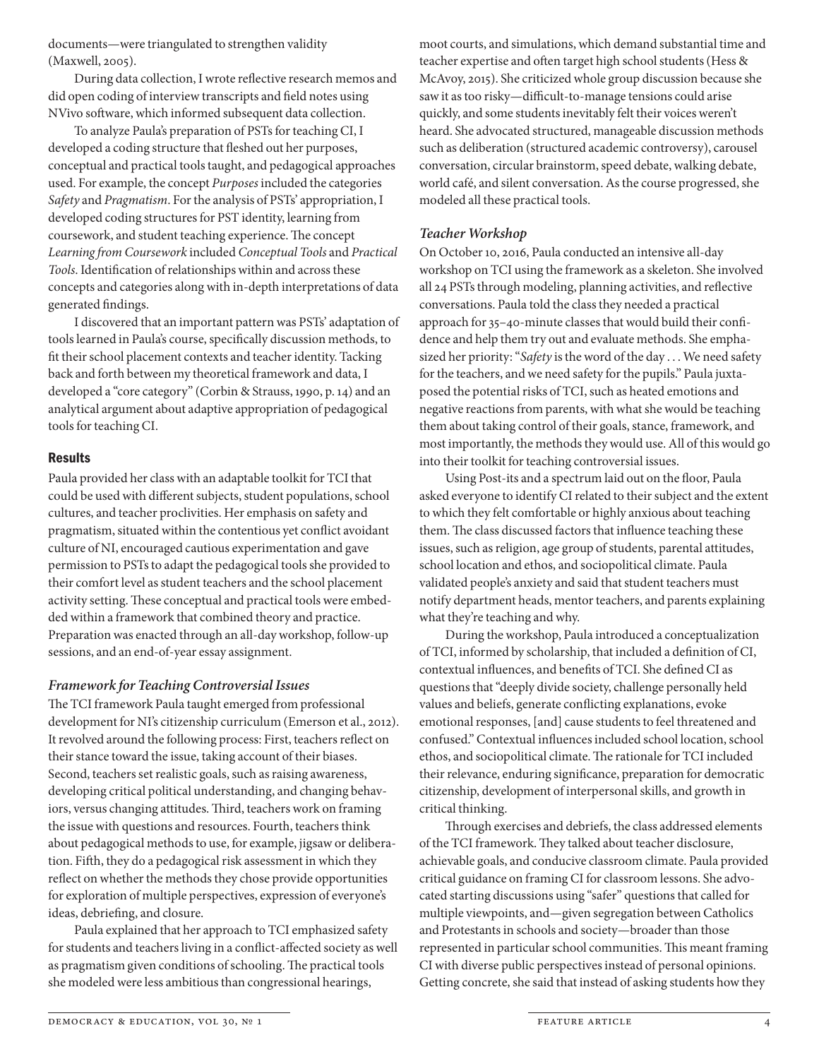documents—were triangulated to strengthen validity (Maxwell, 2005).

During data collection, I wrote reflective research memos and did open coding of interview transcripts and field notes using NVivo software, which informed subsequent data collection.

To analyze Paula's preparation of PSTs for teaching CI, I developed a coding structure that fleshed out her purposes, conceptual and practical tools taught, and pedagogical approaches used. For example, the concept *Purposes* included the categories *Safety* and *Pragmatism*. For the analysis of PSTs' appropriation, I developed coding structures for PST identity, learning from coursework, and student teaching experience. The concept *Learning from Coursework* included *Conceptual Tools* and *Practical Tools*. Identification of relationships within and across these concepts and categories along with in-depth interpretations of data generated findings.

I discovered that an important pattern was PSTs' adaptation of tools learned in Paula's course, specifically discussion methods, to fit their school placement contexts and teacher identity. Tacking back and forth between my theoretical framework and data, I developed a "core category" (Corbin & Strauss, 1990, p. 14) and an analytical argument about adaptive appropriation of pedagogical tools for teaching CI.

## Results

Paula provided her class with an adaptable toolkit for TCI that could be used with different subjects, student populations, school cultures, and teacher proclivities. Her emphasis on safety and pragmatism, situated within the contentious yet conflict avoidant culture of NI, encouraged cautious experimentation and gave permission to PSTs to adapt the pedagogical tools she provided to their comfort level as student teachers and the school placement activity setting. These conceptual and practical tools were embedded within a framework that combined theory and practice. Preparation was enacted through an all-day workshop, follow-up sessions, and an end-of-year essay assignment.

### *Framework for Teaching Controversial Issues*

The TCI framework Paula taught emerged from professional development for NI's citizenship curriculum (Emerson et al., 2012). It revolved around the following process: First, teachers reflect on their stance toward the issue, taking account of their biases. Second, teachers set realistic goals, such as raising awareness, developing critical political understanding, and changing behaviors, versus changing attitudes. Third, teachers work on framing the issue with questions and resources. Fourth, teachers think about pedagogical methods to use, for example, jigsaw or deliberation. Fifth, they do a pedagogical risk assessment in which they reflect on whether the methods they chose provide opportunities for exploration of multiple perspectives, expression of everyone's ideas, debriefing, and closure.

Paula explained that her approach to TCI emphasized safety for students and teachers living in a conflict-affected society as well as pragmatism given conditions of schooling. The practical tools she modeled were less ambitious than congressional hearings, moot courts, and simulations, which demand substantial time and teacher expertise and often target high school students (Hess & McAvoy, 2015). She criticized whole group discussion because she saw it as too risky—difficult-to-manage tensions could arise quickly, and some students inevitably felt their voices weren't heard. She advocated structured, manageable discussion methods such as deliberation (structured academic controversy), carousel conversation, circular brainstorm, speed debate, walking debate, world café, and silent conversation. As the course progressed, she modeled all these practical tools.

### *Teacher Workshop*

On October 10, 2016, Paula conducted an intensive all-day workshop on TCI using the framework as a skeleton. She involved all 24 PSTs through modeling, planning activities, and reflective conversations. Paula told the class they needed a practical approach for 35–40-minute classes that would build their confidence and help them try out and evaluate methods. She emphasized her priority: "*Safety* is the word of the day . . . We need safety for the teachers, and we need safety for the pupils." Paula juxtaposed the potential risks of TCI, such as heated emotions and negative reactions from parents, with what she would be teaching them about taking control of their goals, stance, framework, and most importantly, the methods they would use. All of this would go into their toolkit for teaching controversial issues.

Using Post-its and a spectrum laid out on the floor, Paula asked everyone to identify CI related to their subject and the extent to which they felt comfortable or highly anxious about teaching them. The class discussed factors that influence teaching these issues, such as religion, age group of students, parental attitudes, school location and ethos, and sociopolitical climate. Paula validated people's anxiety and said that student teachers must notify department heads, mentor teachers, and parents explaining what they're teaching and why.

During the workshop, Paula introduced a conceptualization of TCI, informed by scholarship, that included a definition of CI, contextual influences, and benefits of TCI. She defined CI as questions that "deeply divide society, challenge personally held values and beliefs, generate conflicting explanations, evoke emotional responses, [and] cause students to feel threatened and confused." Contextual influences included school location, school ethos, and sociopolitical climate. The rationale for TCI included their relevance, enduring significance, preparation for democratic citizenship, development of interpersonal skills, and growth in critical thinking.

Through exercises and debriefs, the class addressed elements of the TCI framework. They talked about teacher disclosure, achievable goals, and conducive classroom climate. Paula provided critical guidance on framing CI for classroom lessons. She advocated starting discussions using "safer" questions that called for multiple viewpoints, and—given segregation between Catholics and Protestants in schools and society—broader than those represented in particular school communities. This meant framing CI with diverse public perspectives instead of personal opinions. Getting concrete, she said that instead of asking students how they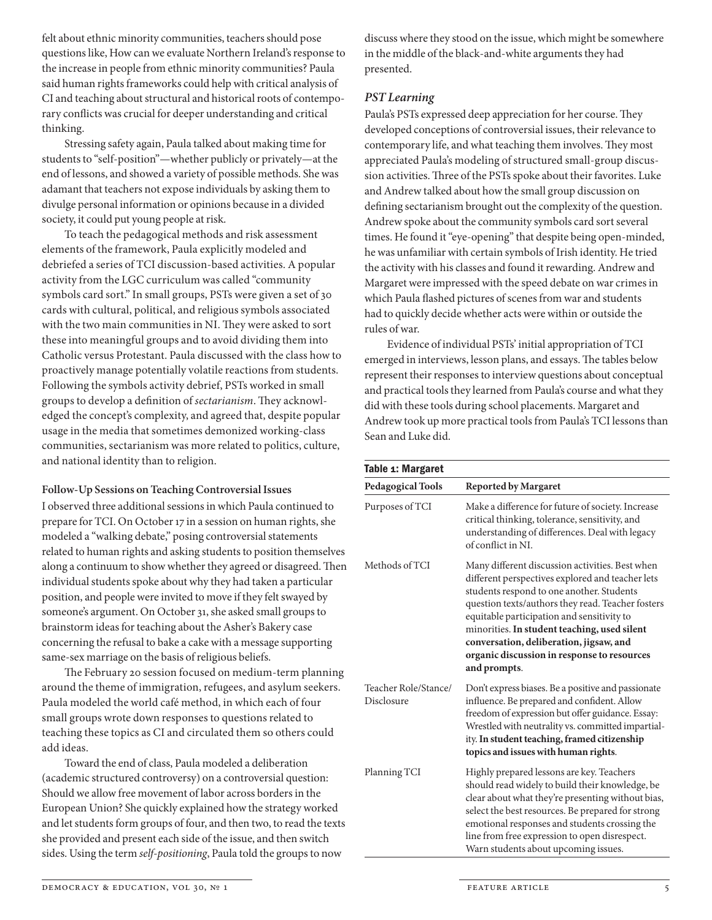felt about ethnic minority communities, teachers should pose questions like, How can we evaluate Northern Ireland's response to the increase in people from ethnic minority communities? Paula said human rights frameworks could help with critical analysis of CI and teaching about structural and historical roots of contemporary conflicts was crucial for deeper understanding and critical thinking.

Stressing safety again, Paula talked about making time for students to "self-position"—whether publicly or privately—at the end of lessons, and showed a variety of possible methods. She was adamant that teachers not expose individuals by asking them to divulge personal information or opinions because in a divided society, it could put young people at risk.

To teach the pedagogical methods and risk assessment elements of the framework, Paula explicitly modeled and debriefed a series of TCI discussion-based activities. A popular activity from the LGC curriculum was called "community symbols card sort." In small groups, PSTs were given a set of 30 cards with cultural, political, and religious symbols associated with the two main communities in NI. They were asked to sort these into meaningful groups and to avoid dividing them into Catholic versus Protestant. Paula discussed with the class how to proactively manage potentially volatile reactions from students. Following the symbols activity debrief, PSTs worked in small groups to develop a definition of *sectarianism*. They acknowledged the concept's complexity, and agreed that, despite popular usage in the media that sometimes demonized working-class communities, sectarianism was more related to politics, culture, and national identity than to religion.

#### Follow-Up Sessions on Teaching Controversial Issues

I observed three additional sessions in which Paula continued to prepare for TCI. On October 17 in a session on human rights, she modeled a "walking debate," posing controversial statements related to human rights and asking students to position themselves along a continuum to show whether they agreed or disagreed. Then individual students spoke about why they had taken a particular position, and people were invited to move if they felt swayed by someone's argument. On October 31, she asked small groups to brainstorm ideas for teaching about the Asher's Bakery case concerning the refusal to bake a cake with a message supporting same-sex marriage on the basis of religious beliefs.

The February 20 session focused on medium-term planning around the theme of immigration, refugees, and asylum seekers. Paula modeled the world café method, in which each of four small groups wrote down responses to questions related to teaching these topics as CI and circulated them so others could add ideas.

Toward the end of class, Paula modeled a deliberation (academic structured controversy) on a controversial question: Should we allow free movement of labor across borders in the European Union? She quickly explained how the strategy worked and let students form groups of four, and then two, to read the texts she provided and present each side of the issue, and then switch sides. Using the term *self-positioning*, Paula told the groups to now discuss where they stood on the issue, which might be somewhere in the middle of the black-and-white arguments they had presented.

### *PST Learning*

Paula's PSTs expressed deep appreciation for her course. They developed conceptions of controversial issues, their relevance to contemporary life, and what teaching them involves. They most appreciated Paula's modeling of structured small-group discussion activities. Three of the PSTs spoke about their favorites. Luke and Andrew talked about how the small group discussion on defining sectarianism brought out the complexity of the question. Andrew spoke about the community symbols card sort several times. He found it "eye-opening" that despite being open-minded, he was unfamiliar with certain symbols of Irish identity. He tried the activity with his classes and found it rewarding. Andrew and Margaret were impressed with the speed debate on war crimes in which Paula flashed pictures of scenes from war and students had to quickly decide whether acts were within or outside the rules of war.

Evidence of individual PSTs' initial appropriation of TCI emerged in interviews, lesson plans, and essays. The tables below represent their responses to interview questions about conceptual and practical tools they learned from Paula's course and what they did with these tools during school placements. Margaret and Andrew took up more practical tools from Paula's TCI lessons than Sean and Luke did.

**Table 1: Margaret**

| Pedagogical Tools | Reported by Margaret |
|---|---|
| Purposes of TCI | Make a difference for future of society. Increase critical thinking, tolerance, sensitivity, and understanding of differences. Deal with legacy of conflict in NI. |
| Methods of TCI | Many different discussion activities. Best when different perspectives explored and teacher lets students respond to one another. Students question texts/authors they read. Teacher fosters equitable participation and sensitivity to minorities. **In student teaching, used silent conversation, deliberation, jigsaw, and organic discussion in response to resources and prompts**. |
| Teacher Role/Stance/ Disclosure | Don't express biases. Be a positive and passionate influence. Be prepared and confident. Allow freedom of expression but offer guidance. Essay: Wrestled with neutrality vs. committed impartiality. **In student teaching, framed citizenship topics and issues with human rights**. |
| Planning TCI | Highly prepared lessons are key. Teachers should read widely to build their knowledge, be clear about what they're presenting without bias, select the best resources. Be prepared for strong emotional responses and students crossing the line from free expression to open disrespect. Warn students about upcoming issues. |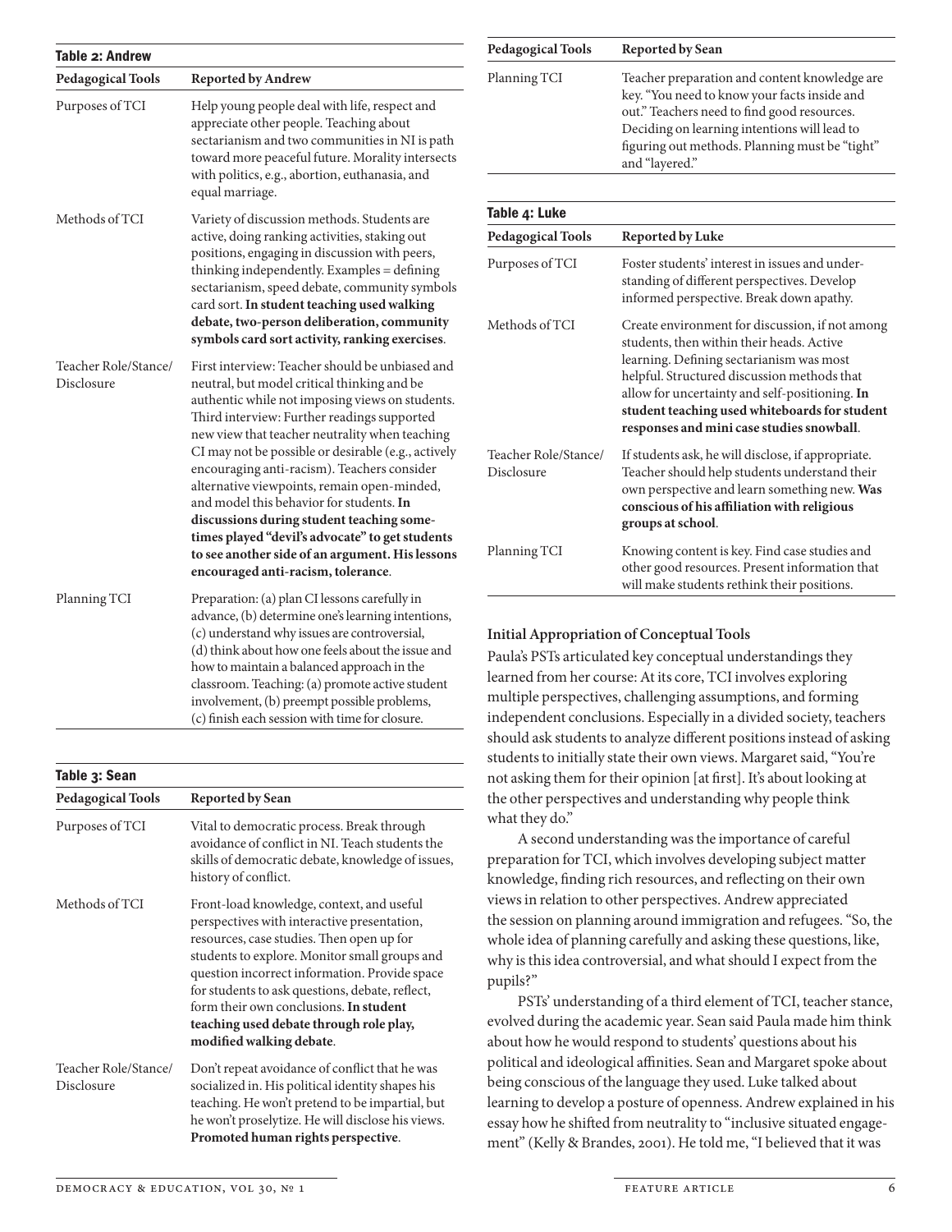**Table 2: Andrew**

| Pedagogical Tools | Reported by Andrew |
|---|---|
| Purposes of TCI | Help young people deal with life, respect and appreciate other people. Teaching about sectarianism and two communities in NI is path toward more peaceful future. Morality intersects with politics, e.g., abortion, euthanasia, and equal marriage. |
| Methods of TCI | Variety of discussion methods. Students are active, doing ranking activities, staking out positions, engaging in discussion with peers, thinking independently. Examples = defining sectarianism, speed debate, community symbols card sort. **In student teaching used walking debate, two-person deliberation, community symbols card sort activity, ranking exercises**. |
| Teacher Role/Stance/ Disclosure | First interview: Teacher should be unbiased and neutral, but model critical thinking and be authentic while not imposing views on students. Third interview: Further readings supported new view that teacher neutrality when teaching CI may not be possible or desirable (e.g., actively encouraging anti-racism). Teachers consider alternative viewpoints, remain open-minded, and model this behavior for students. **In discussions during student teaching sometimes played "devil's advocate" to get students to see another side of an argument. His lessons encouraged anti-racism, tolerance**. |
| Planning TCI | Preparation: (a) plan CI lessons carefully in advance, (b) determine one's learning intentions, (c) understand why issues are controversial, (d) think about how one feels about the issue and how to maintain a balanced approach in the classroom. Teaching: (a) promote active student involvement, (b) preempt possible problems, (c) finish each session with time for closure. |

**Table 3: Sean**

| Pedagogical Tools | Reported by Sean |
|---|---|
| Purposes of TCI | Vital to democratic process. Break through avoidance of conflict in NI. Teach students the skills of democratic debate, knowledge of issues, history of conflict. |
| Methods of TCI | Front-load knowledge, context, and useful perspectives with interactive presentation, resources, case studies. Then open up for students to explore. Monitor small groups and question incorrect information. Provide space for students to ask questions, debate, reflect, form their own conclusions. **In student teaching used debate through role play, modified walking debate**. |
| Teacher Role/Stance/ Disclosure | Don't repeat avoidance of conflict that he was socialized in. His political identity shapes his teaching. He won't pretend to be impartial, but he won't proselytize. He will disclose his views. **Promoted human rights perspective**. |
| Planning TCI | Teacher preparation and content knowledge are key. "You need to know your facts inside and out." Teachers need to find good resources. Deciding on learning intentions will lead to figuring out methods. Planning must be "tight" and "layered." |

**Table 4: Luke**

| Pedagogical Tools | Reported by Luke |
|---|---|
| Purposes of TCI | Foster students' interest in issues and understanding of different perspectives. Develop informed perspective. Break down apathy. |
| Methods of TCI | Create environment for discussion, if not among students, then within their heads. Active learning. Defining sectarianism was most helpful. Structured discussion methods that allow for uncertainty and self-positioning. **In student teaching used whiteboards for student responses and mini case studies snowball**. |
| Teacher Role/Stance/ Disclosure | If students ask, he will disclose, if appropriate. Teacher should help students understand their own perspective and learn something new. **Was conscious of his affiliation with religious groups at school**. |
| Planning TCI | Knowing content is key. Find case studies and other good resources. Present information that will make students rethink their positions. |

### Initial Appropriation of Conceptual Tools

Paula's PSTs articulated key conceptual understandings they learned from her course: At its core, TCI involves exploring multiple perspectives, challenging assumptions, and forming independent conclusions. Especially in a divided society, teachers should ask students to analyze different positions instead of asking students to initially state their own views. Margaret said, "You're not asking them for their opinion [at first]. It's about looking at the other perspectives and understanding why people think what they do."

A second understanding was the importance of careful preparation for TCI, which involves developing subject matter knowledge, finding rich resources, and reflecting on their own views in relation to other perspectives. Andrew appreciated the session on planning around immigration and refugees. "So, the whole idea of planning carefully and asking these questions, like, why is this idea controversial, and what should I expect from the pupils?"

PSTs' understanding of a third element of TCI, teacher stance, evolved during the academic year. Sean said Paula made him think about how he would respond to students' questions about his political and ideological affinities. Sean and Margaret spoke about being conscious of the language they used. Luke talked about learning to develop a posture of openness. Andrew explained in his essay how he shifted from neutrality to "inclusive situated engagement" (Kelly & Brandes, 2001). He told me, "I believed that it was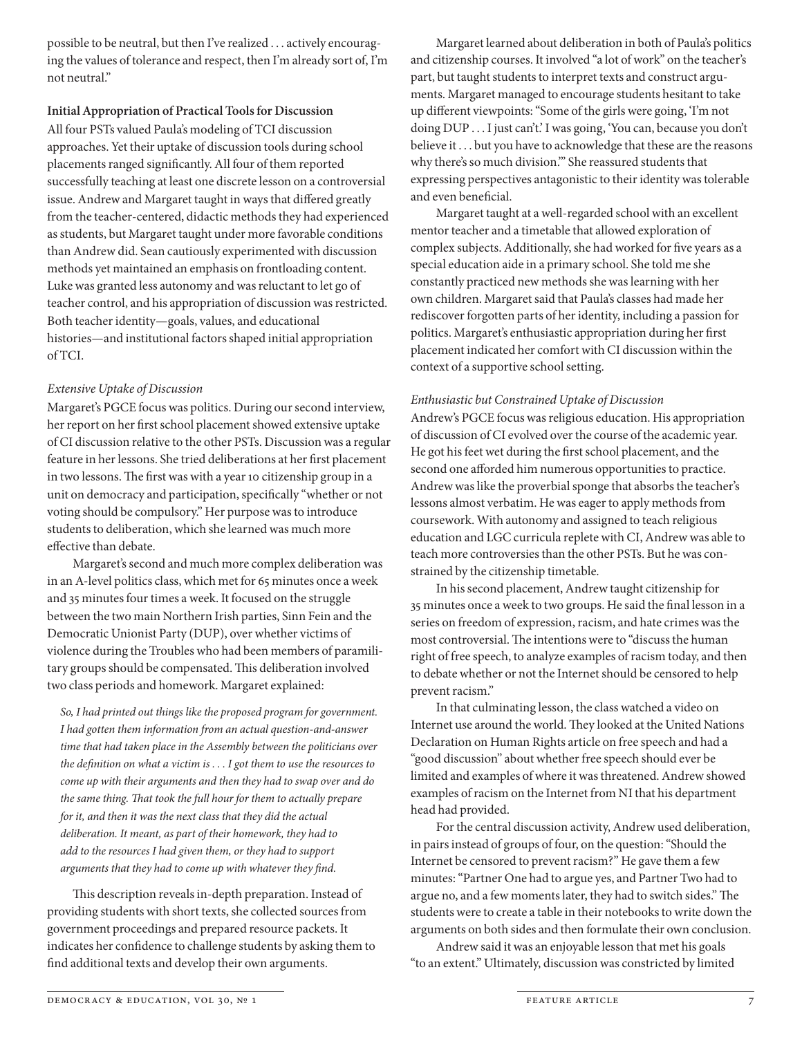possible to be neutral, but then I've realized . . . actively encouraging the values of tolerance and respect, then I'm already sort of, I'm not neutral."

**Initial Appropriation of Practical Tools for Discussion**

All four PSTs valued Paula's modeling of TCI discussion approaches. Yet their uptake of discussion tools during school placements ranged significantly. All four of them reported successfully teaching at least one discrete lesson on a controversial issue. Andrew and Margaret taught in ways that differed greatly from the teacher-centered, didactic methods they had experienced as students, but Margaret taught under more favorable conditions than Andrew did. Sean cautiously experimented with discussion methods yet maintained an emphasis on frontloading content. Luke was granted less autonomy and was reluctant to let go of teacher control, and his appropriation of discussion was restricted. Both teacher identity—goals, values, and educational histories—and institutional factors shaped initial appropriation of TCI.

*Extensive Uptake of Discussion*

Margaret's PGCE focus was politics. During our second interview, her report on her first school placement showed extensive uptake of CI discussion relative to the other PSTs. Discussion was a regular feature in her lessons. She tried deliberations at her first placement in two lessons. The first was with a year 10 citizenship group in a unit on democracy and participation, specifically "whether or not voting should be compulsory." Her purpose was to introduce students to deliberation, which she learned was much more effective than debate.

Margaret's second and much more complex deliberation was in an A-level politics class, which met for 65 minutes once a week and 35 minutes four times a week. It focused on the struggle between the two main Northern Irish parties, Sinn Fein and the Democratic Unionist Party (DUP), over whether victims of violence during the Troubles who had been members of paramilitary groups should be compensated. This deliberation involved two class periods and homework. Margaret explained:

> *So, I had printed out things like the proposed program for government. I had gotten them information from an actual question-and-answer time that had taken place in the Assembly between the politicians over the definition on what a victim is . . . I got them to use the resources to come up with their arguments and then they had to swap over and do the same thing. That took the full hour for them to actually prepare for it, and then it was the next class that they did the actual deliberation. It meant, as part of their homework, they had to add to the resources I had given them, or they had to support arguments that they had to come up with whatever they find.*

This description reveals in-depth preparation. Instead of providing students with short texts, she collected sources from government proceedings and prepared resource packets. It indicates her confidence to challenge students by asking them to find additional texts and develop their own arguments.

Margaret learned about deliberation in both of Paula's politics and citizenship courses. It involved "a lot of work" on the teacher's part, but taught students to interpret texts and construct arguments. Margaret managed to encourage students hesitant to take up different viewpoints: "Some of the girls were going, 'I'm not doing DUP . . . I just can't.' I was going, 'You can, because you don't believe it . . . but you have to acknowledge that these are the reasons why there's so much division.'" She reassured students that expressing perspectives antagonistic to their identity was tolerable and even beneficial.

Margaret taught at a well-regarded school with an excellent mentor teacher and a timetable that allowed exploration of complex subjects. Additionally, she had worked for five years as a special education aide in a primary school. She told me she constantly practiced new methods she was learning with her own children. Margaret said that Paula's classes had made her rediscover forgotten parts of her identity, including a passion for politics. Margaret's enthusiastic appropriation during her first placement indicated her comfort with CI discussion within the context of a supportive school setting.

*Enthusiastic but Constrained Uptake of Discussion*

Andrew's PGCE focus was religious education. His appropriation of discussion of CI evolved over the course of the academic year. He got his feet wet during the first school placement, and the second one afforded him numerous opportunities to practice. Andrew was like the proverbial sponge that absorbs the teacher's lessons almost verbatim. He was eager to apply methods from coursework. With autonomy and assigned to teach religious education and LGC curricula replete with CI, Andrew was able to teach more controversies than the other PSTs. But he was constrained by the citizenship timetable.

In his second placement, Andrew taught citizenship for 35 minutes once a week to two groups. He said the final lesson in a series on freedom of expression, racism, and hate crimes was the most controversial. The intentions were to "discuss the human right of free speech, to analyze examples of racism today, and then to debate whether or not the Internet should be censored to help prevent racism."

In that culminating lesson, the class watched a video on Internet use around the world. They looked at the United Nations Declaration on Human Rights article on free speech and had a "good discussion" about whether free speech should ever be limited and examples of where it was threatened. Andrew showed examples of racism on the Internet from NI that his department head had provided.

For the central discussion activity, Andrew used deliberation, in pairs instead of groups of four, on the question: "Should the Internet be censored to prevent racism?" He gave them a few minutes: "Partner One had to argue yes, and Partner Two had to argue no, and a few moments later, they had to switch sides." The students were to create a table in their notebooks to write down the arguments on both sides and then formulate their own conclusion.

Andrew said it was an enjoyable lesson that met his goals "to an extent." Ultimately, discussion was constricted by limited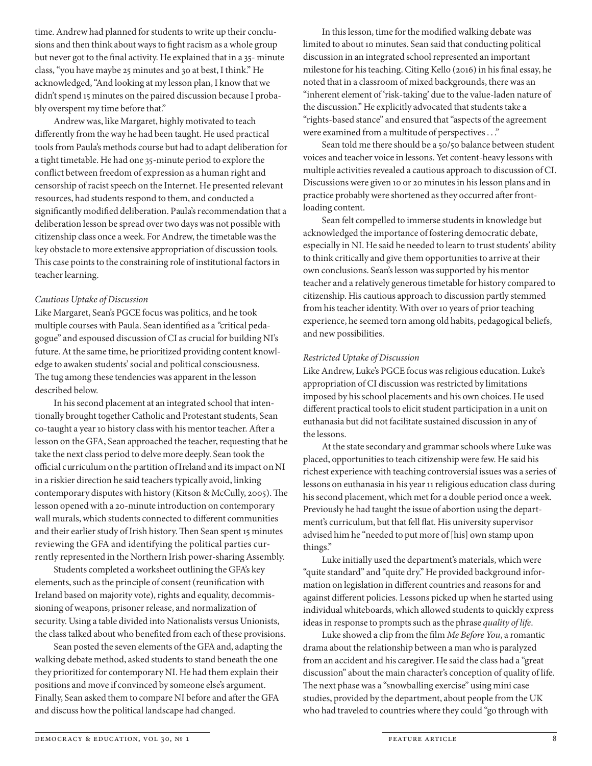time. Andrew had planned for students to write up their conclusions and then think about ways to fight racism as a whole group but never got to the final activity. He explained that in a 35- minute class, "you have maybe 25 minutes and 30 at best, I think." He acknowledged, "And looking at my lesson plan, I know that we didn't spend 15 minutes on the paired discussion because I probably overspent my time before that."

Andrew was, like Margaret, highly motivated to teach differently from the way he had been taught. He used practical tools from Paula's methods course but had to adapt deliberation for a tight timetable. He had one 35-minute period to explore the conflict between freedom of expression as a human right and censorship of racist speech on the Internet. He presented relevant resources, had students respond to them, and conducted a significantly modified deliberation. Paula's recommendation that a deliberation lesson be spread over two days was not possible with citizenship class once a week. For Andrew, the timetable was the key obstacle to more extensive appropriation of discussion tools. This case points to the constraining role of institutional factors in teacher learning.

### *Cautious Uptake of Discussion*

Like Margaret, Sean's PGCE focus was politics, and he took multiple courses with Paula. Sean identified as a "critical pedagogue" and espoused discussion of CI as crucial for building NI's future. At the same time, he prioritized providing content knowledge to awaken students' social and political consciousness. The tug among these tendencies was apparent in the lesson described below.

In his second placement at an integrated school that intentionally brought together Catholic and Protestant students, Sean co-taught a year 10 history class with his mentor teacher. After a lesson on the GFA, Sean approached the teacher, requesting that he take the next class period to delve more deeply. Sean took the official curriculum on the partition of Ireland and its impact on NI in a riskier direction he said teachers typically avoid, linking contemporary disputes with history (Kitson & McCully, 2005). The lesson opened with a 20-minute introduction on contemporary wall murals, which students connected to different communities and their earlier study of Irish history. Then Sean spent 15 minutes reviewing the GFA and identifying the political parties currently represented in the Northern Irish power-sharing Assembly.

Students completed a worksheet outlining the GFA's key elements, such as the principle of consent (reunification with Ireland based on majority vote), rights and equality, decommissioning of weapons, prisoner release, and normalization of security. Using a table divided into Nationalists versus Unionists, the class talked about who benefited from each of these provisions.

Sean posted the seven elements of the GFA and, adapting the walking debate method, asked students to stand beneath the one they prioritized for contemporary NI. He had them explain their positions and move if convinced by someone else's argument. Finally, Sean asked them to compare NI before and after the GFA and discuss how the political landscape had changed.

In this lesson, time for the modified walking debate was limited to about 10 minutes. Sean said that conducting political discussion in an integrated school represented an important milestone for his teaching. Citing Kello (2016) in his final essay, he noted that in a classroom of mixed backgrounds, there was an "inherent element of 'risk-taking' due to the value-laden nature of the discussion." He explicitly advocated that students take a "rights-based stance" and ensured that "aspects of the agreement were examined from a multitude of perspectives . . ."

Sean told me there should be a 50/50 balance between student voices and teacher voice in lessons. Yet content-heavy lessons with multiple activities revealed a cautious approach to discussion of CI. Discussions were given 10 or 20 minutes in his lesson plans and in practice probably were shortened as they occurred after front-loading content.

Sean felt compelled to immerse students in knowledge but acknowledged the importance of fostering democratic debate, especially in NI. He said he needed to learn to trust students' ability to think critically and give them opportunities to arrive at their own conclusions. Sean's lesson was supported by his mentor teacher and a relatively generous timetable for history compared to citizenship. His cautious approach to discussion partly stemmed from his teacher identity. With over 10 years of prior teaching experience, he seemed torn among old habits, pedagogical beliefs, and new possibilities.

### *Restricted Uptake of Discussion*

Like Andrew, Luke's PGCE focus was religious education. Luke's appropriation of CI discussion was restricted by limitations imposed by his school placements and his own choices. He used different practical tools to elicit student participation in a unit on euthanasia but did not facilitate sustained discussion in any of the lessons.

At the state secondary and grammar schools where Luke was placed, opportunities to teach citizenship were few. He said his richest experience with teaching controversial issues was a series of lessons on euthanasia in his year 11 religious education class during his second placement, which met for a double period once a week. Previously he had taught the issue of abortion using the department's curriculum, but that fell flat. His university supervisor advised him he "needed to put more of [his] own stamp upon things."

Luke initially used the department's materials, which were "quite standard" and "quite dry." He provided background information on legislation in different countries and reasons for and against different policies. Lessons picked up when he started using individual whiteboards, which allowed students to quickly express ideas in response to prompts such as the phrase *quality of life*.

Luke showed a clip from the film *Me Before You*, a romantic drama about the relationship between a man who is paralyzed from an accident and his caregiver. He said the class had a "great discussion" about the main character's conception of quality of life. The next phase was a "snowballing exercise" using mini case studies, provided by the department, about people from the UK who had traveled to countries where they could "go through with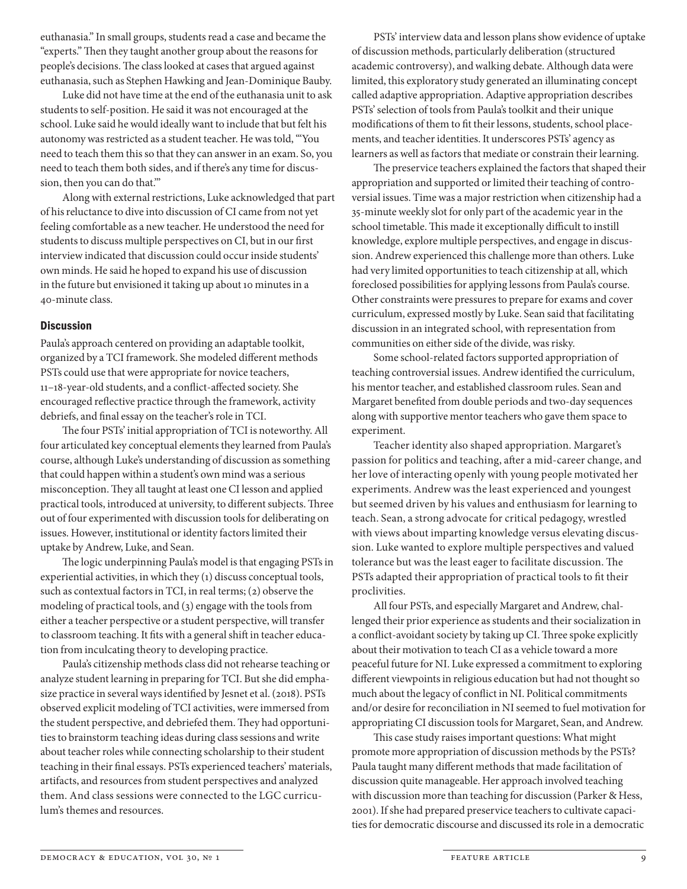euthanasia." In small groups, students read a case and became the "experts." Then they taught another group about the reasons for people's decisions. The class looked at cases that argued against euthanasia, such as Stephen Hawking and Jean-Dominique Bauby.

Luke did not have time at the end of the euthanasia unit to ask students to self-position. He said it was not encouraged at the school. Luke said he would ideally want to include that but felt his autonomy was restricted as a student teacher. He was told, "'You need to teach them this so that they can answer in an exam. So, you need to teach them both sides, and if there's any time for discussion, then you can do that.'"

Along with external restrictions, Luke acknowledged that part of his reluctance to dive into discussion of CI came from not yet feeling comfortable as a new teacher. He understood the need for students to discuss multiple perspectives on CI, but in our first interview indicated that discussion could occur inside students' own minds. He said he hoped to expand his use of discussion in the future but envisioned it taking up about 10 minutes in a 40-minute class.

## Discussion

Paula's approach centered on providing an adaptable toolkit, organized by a TCI framework. She modeled different methods PSTs could use that were appropriate for novice teachers, 11–18-year-old students, and a conflict-affected society. She encouraged reflective practice through the framework, activity debriefs, and final essay on the teacher's role in TCI.

The four PSTs' initial appropriation of TCI is noteworthy. All four articulated key conceptual elements they learned from Paula's course, although Luke's understanding of discussion as something that could happen within a student's own mind was a serious misconception. They all taught at least one CI lesson and applied practical tools, introduced at university, to different subjects. Three out of four experimented with discussion tools for deliberating on issues. However, institutional or identity factors limited their uptake by Andrew, Luke, and Sean.

The logic underpinning Paula's model is that engaging PSTs in experiential activities, in which they (1) discuss conceptual tools, such as contextual factors in TCI, in real terms; (2) observe the modeling of practical tools, and (3) engage with the tools from either a teacher perspective or a student perspective, will transfer to classroom teaching. It fits with a general shift in teacher education from inculcating theory to developing practice.

Paula's citizenship methods class did not rehearse teaching or analyze student learning in preparing for TCI. But she did emphasize practice in several ways identified by Jesnet et al. (2018). PSTs observed explicit modeling of TCI activities, were immersed from the student perspective, and debriefed them. They had opportunities to brainstorm teaching ideas during class sessions and write about teacher roles while connecting scholarship to their student teaching in their final essays. PSTs experienced teachers' materials, artifacts, and resources from student perspectives and analyzed them. And class sessions were connected to the LGC curriculum's themes and resources.

PSTs' interview data and lesson plans show evidence of uptake of discussion methods, particularly deliberation (structured academic controversy), and walking debate. Although data were limited, this exploratory study generated an illuminating concept called adaptive appropriation. Adaptive appropriation describes PSTs' selection of tools from Paula's toolkit and their unique modifications of them to fit their lessons, students, school placements, and teacher identities. It underscores PSTs' agency as learners as well as factors that mediate or constrain their learning.

The preservice teachers explained the factors that shaped their appropriation and supported or limited their teaching of controversial issues. Time was a major restriction when citizenship had a 35-minute weekly slot for only part of the academic year in the school timetable. This made it exceptionally difficult to instill knowledge, explore multiple perspectives, and engage in discussion. Andrew experienced this challenge more than others. Luke had very limited opportunities to teach citizenship at all, which foreclosed possibilities for applying lessons from Paula's course. Other constraints were pressures to prepare for exams and cover curriculum, expressed mostly by Luke. Sean said that facilitating discussion in an integrated school, with representation from communities on either side of the divide, was risky.

Some school-related factors supported appropriation of teaching controversial issues. Andrew identified the curriculum, his mentor teacher, and established classroom rules. Sean and Margaret benefited from double periods and two-day sequences along with supportive mentor teachers who gave them space to experiment.

Teacher identity also shaped appropriation. Margaret's passion for politics and teaching, after a mid-career change, and her love of interacting openly with young people motivated her experiments. Andrew was the least experienced and youngest but seemed driven by his values and enthusiasm for learning to teach. Sean, a strong advocate for critical pedagogy, wrestled with views about imparting knowledge versus elevating discussion. Luke wanted to explore multiple perspectives and valued tolerance but was the least eager to facilitate discussion. The PSTs adapted their appropriation of practical tools to fit their proclivities.

All four PSTs, and especially Margaret and Andrew, challenged their prior experience as students and their socialization in a conflict-avoidant society by taking up CI. Three spoke explicitly about their motivation to teach CI as a vehicle toward a more peaceful future for NI. Luke expressed a commitment to exploring different viewpoints in religious education but had not thought so much about the legacy of conflict in NI. Political commitments and/or desire for reconciliation in NI seemed to fuel motivation for appropriating CI discussion tools for Margaret, Sean, and Andrew.

This case study raises important questions: What might promote more appropriation of discussion methods by the PSTs? Paula taught many different methods that made facilitation of discussion quite manageable. Her approach involved teaching with discussion more than teaching for discussion (Parker & Hess, 2001). If she had prepared preservice teachers to cultivate capacities for democratic discourse and discussed its role in a democratic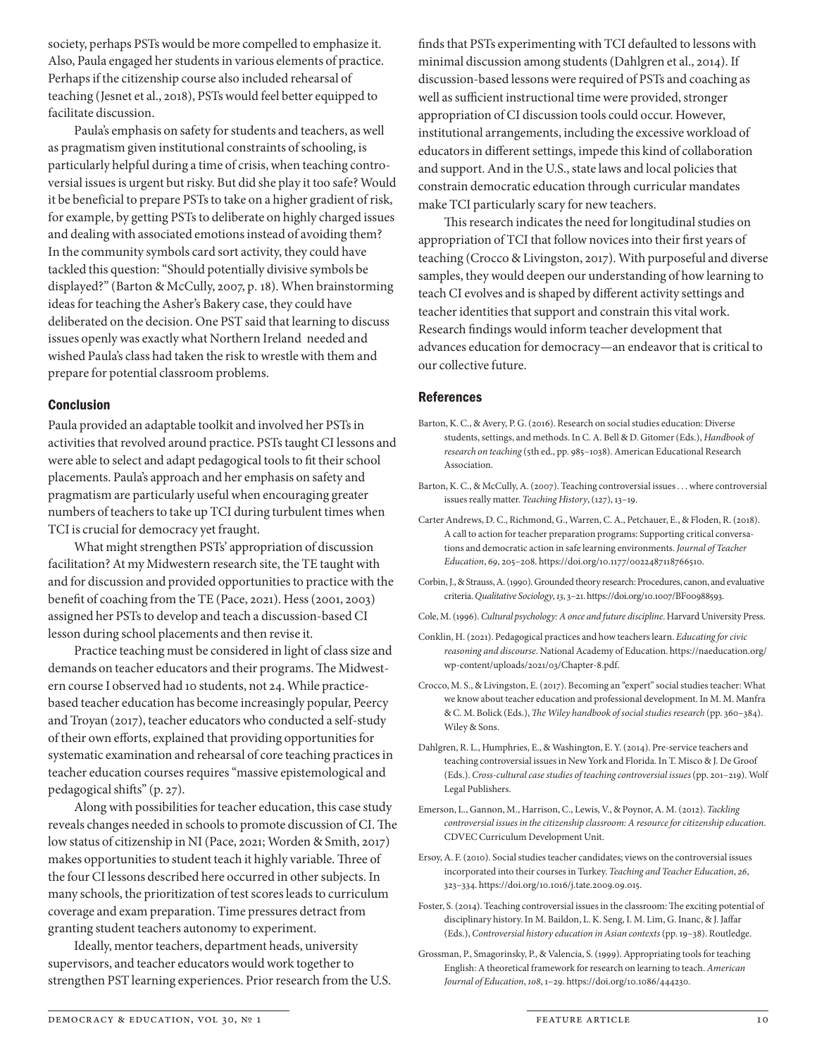society, perhaps PSTs would be more compelled to emphasize it. Also, Paula engaged her students in various elements of practice. Perhaps if the citizenship course also included rehearsal of teaching (Jesnet et al., 2018), PSTs would feel better equipped to facilitate discussion.

Paula's emphasis on safety for students and teachers, as well as pragmatism given institutional constraints of schooling, is particularly helpful during a time of crisis, when teaching controversial issues is urgent but risky. But did she play it too safe? Would it be beneficial to prepare PSTs to take on a higher gradient of risk, for example, by getting PSTs to deliberate on highly charged issues and dealing with associated emotions instead of avoiding them? In the community symbols card sort activity, they could have tackled this question: "Should potentially divisive symbols be displayed?" (Barton & McCully, 2007, p. 18). When brainstorming ideas for teaching the Asher's Bakery case, they could have deliberated on the decision. One PST said that learning to discuss issues openly was exactly what Northern Ireland needed and wished Paula's class had taken the risk to wrestle with them and prepare for potential classroom problems.

## Conclusion

Paula provided an adaptable toolkit and involved her PSTs in activities that revolved around practice. PSTs taught CI lessons and were able to select and adapt pedagogical tools to fit their school placements. Paula's approach and her emphasis on safety and pragmatism are particularly useful when encouraging greater numbers of teachers to take up TCI during turbulent times when TCI is crucial for democracy yet fraught.

What might strengthen PSTs' appropriation of discussion facilitation? At my Midwestern research site, the TE taught with and for discussion and provided opportunities to practice with the benefit of coaching from the TE (Pace, 2021). Hess (2001, 2003) assigned her PSTs to develop and teach a discussion-based CI lesson during school placements and then revise it.

Practice teaching must be considered in light of class size and demands on teacher educators and their programs. The Midwestern course I observed had 10 students, not 24. While practice-based teacher education has become increasingly popular, Peercy and Troyan (2017), teacher educators who conducted a self-study of their own efforts, explained that providing opportunities for systematic examination and rehearsal of core teaching practices in teacher education courses requires "massive epistemological and pedagogical shifts" (p. 27).

Along with possibilities for teacher education, this case study reveals changes needed in schools to promote discussion of CI. The low status of citizenship in NI (Pace, 2021; Worden & Smith, 2017) makes opportunities to student teach it highly variable. Three of the four CI lessons described here occurred in other subjects. In many schools, the prioritization of test scores leads to curriculum coverage and exam preparation. Time pressures detract from granting student teachers autonomy to experiment.

Ideally, mentor teachers, department heads, university supervisors, and teacher educators would work together to strengthen PST learning experiences. Prior research from the U.S. finds that PSTs experimenting with TCI defaulted to lessons with minimal discussion among students (Dahlgren et al., 2014). If discussion-based lessons were required of PSTs and coaching as well as sufficient instructional time were provided, stronger appropriation of CI discussion tools could occur. However, institutional arrangements, including the excessive workload of educators in different settings, impede this kind of collaboration and support. And in the U.S., state laws and local policies that constrain democratic education through curricular mandates make TCI particularly scary for new teachers.

This research indicates the need for longitudinal studies on appropriation of TCI that follow novices into their first years of teaching (Crocco & Livingston, 2017). With purposeful and diverse samples, they would deepen our understanding of how learning to teach CI evolves and is shaped by different activity settings and teacher identities that support and constrain this vital work. Research findings would inform teacher development that advances education for democracy—an endeavor that is critical to our collective future.

## References

Barton, K. C., & Avery, P. G. (2016). Research on social studies education: Diverse students, settings, and methods. In C. A. Bell & D. Gitomer (Eds.), *Handbook of research on teaching* (5th ed., pp. 985–1038). American Educational Research Association.

Barton, K. C., & McCully, A. (2007). Teaching controversial issues . . . where controversial issues really matter. *Teaching History*, (127), 13–19.

Carter Andrews, D. C., Richmond, G., Warren, C. A., Petchauer, E., & Floden, R. (2018). A call to action for teacher preparation programs: Supporting critical conversations and democratic action in safe learning environments. *Journal of Teacher Education*, *69*, 205–208. https://doi.org/10.1177/0022487118766510.

Corbin, J., & Strauss, A. (1990). Grounded theory research: Procedures, canon, and evaluative criteria. *Qualitative Sociology*, *13*, 3–21. https://doi.org/10.1007/BF00988593.

Cole, M. (1996). *Cultural psychology: A once and future discipline*. Harvard University Press.

Conklin, H. (2021). Pedagogical practices and how teachers learn. *Educating for civic reasoning and discourse*. National Academy of Education. https://naeducation.org/wp-content/uploads/2021/03/Chapter-8.pdf.

Crocco, M. S., & Livingston, E. (2017). Becoming an "expert" social studies teacher: What we know about teacher education and professional development. In M. M. Manfra & C. M. Bolick (Eds.), *The Wiley handbook of social studies research* (pp. 360–384). Wiley & Sons.

Dahlgren, R. L., Humphries, E., & Washington, E. Y. (2014). Pre-service teachers and teaching controversial issues in New York and Florida. In T. Misco & J. De Groof (Eds.). *Cross-cultural case studies of teaching controversial issues* (pp. 201–219). Wolf Legal Publishers.

Emerson, L., Gannon, M., Harrison, C., Lewis, V., & Poynor, A. M. (2012). *Tackling controversial issues in the citizenship classroom: A resource for citizenship education*. CDVEC Curriculum Development Unit.

Ersoy, A. F. (2010). Social studies teacher candidates; views on the controversial issues incorporated into their courses in Turkey. *Teaching and Teacher Education*, *26*, 323–334. https://doi.org/10.1016/j.tate.2009.09.015.

Foster, S. (2014). Teaching controversial issues in the classroom: The exciting potential of disciplinary history. In M. Baildon, L. K. Seng, I. M. Lim, G. Inanc, & J. Jaffar (Eds.), *Controversial history education in Asian contexts* (pp. 19–38). Routledge.

Grossman, P., Smagorinsky, P., & Valencia, S. (1999). Appropriating tools for teaching English: A theoretical framework for research on learning to teach. *American Journal of Education*, *108*, 1–29. https://doi.org/10.1086/444230.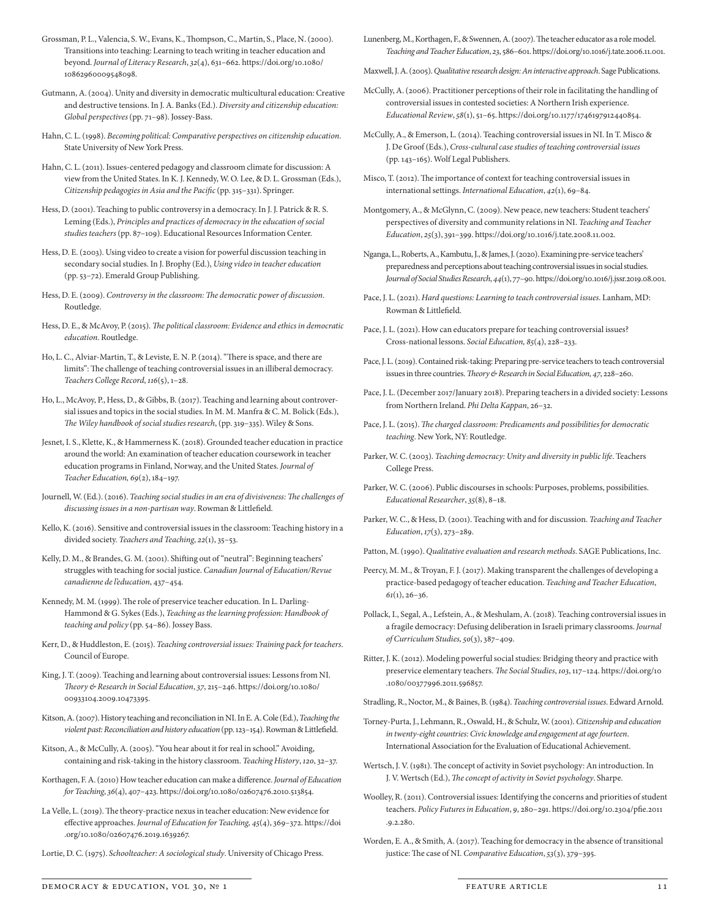Grossman, P. L., Valencia, S. W., Evans, K., Thompson, C., Martin, S., Place, N. (2000). Transitions into teaching: Learning to teach writing in teacher education and beyond. *Journal of Literacy Research*, *32*(4), 631–662. https://doi.org/10.1080/10862960009548098.

Gutmann, A. (2004). Unity and diversity in democratic multicultural education: Creative and destructive tensions. In J. A. Banks (Ed.). *Diversity and citizenship education: Global perspectives* (pp. 71–98). Jossey-Bass.

Hahn, C. L. (1998). *Becoming political: Comparative perspectives on citizenship education*. State University of New York Press.

Hahn, C. L. (2011). Issues-centered pedagogy and classroom climate for discussion: A view from the United States. In K. J. Kennedy, W. O. Lee, & D. L. Grossman (Eds.), *Citizenship pedagogies in Asia and the Pacific* (pp. 315–331). Springer.

Hess, D. (2001). Teaching to public controversy in a democracy. In J. J. Patrick & R. S. Leming (Eds.), *Principles and practices of democracy in the education of social studies teachers* (pp. 87–109). Educational Resources Information Center.

Hess, D. E. (2003). Using video to create a vision for powerful discussion teaching in secondary social studies. In J. Brophy (Ed.), *Using video in teacher education* (pp. 53–72). Emerald Group Publishing.

Hess, D. E. (2009). *Controversy in the classroom: The democratic power of discussion*. Routledge.

Hess, D. E., & McAvoy, P. (2015). *The political classroom: Evidence and ethics in democratic education*. Routledge.

Ho, L. C., Alviar-Martin, T., & Leviste, E. N. P. (2014). "There is space, and there are limits": The challenge of teaching controversial issues in an illiberal democracy. *Teachers College Record*, *116*(5), 1–28.

Ho, L., McAvoy, P., Hess, D., & Gibbs, B. (2017). Teaching and learning about controversial issues and topics in the social studies. In M. M. Manfra & C. M. Bolick (Eds.), *The Wiley handbook of social studies research*, (pp. 319–335). Wiley & Sons.

Jesnet, I. S., Klette, K., & Hammerness K. (2018). Grounded teacher education in practice around the world: An examination of teacher education coursework in teacher education programs in Finland, Norway, and the United States. *Journal of Teacher Education, 69*(2), 184–197.

Journell, W. (Ed.). (2016). *Teaching social studies in an era of divisiveness: The challenges of discussing issues in a non-partisan way*. Rowman & Littlefield.

Kello, K. (2016). Sensitive and controversial issues in the classroom: Teaching history in a divided society. *Teachers and Teaching*, *22*(1), 35–53.

Kelly, D. M., & Brandes, G. M. (2001). Shifting out of "neutral": Beginning teachers' struggles with teaching for social justice. *Canadian Journal of Education/Revue canadienne de l'éducation*, 437–454.

Kennedy, M. M. (1999). The role of preservice teacher education. In L. Darling-Hammond & G. Sykes (Eds.), *Teaching as the learning profession: Handbook of teaching and policy* (pp. 54–86). Jossey Bass.

Kerr, D., & Huddleston, E. (2015). *Teaching controversial issues: Training pack for teachers*. Council of Europe.

King, J. T. (2009). Teaching and learning about controversial issues: Lessons from NI. *Theory & Research in Social Education*, *37*, 215–246. https://doi.org/10.1080/00933104.2009.10473395.

Kitson, A. (2007). History teaching and reconciliation in NI. In E. A. Cole (Ed.), *Teaching the violent past: Reconciliation and history education* (pp. 123–154). Rowman & Littlefield.

Kitson, A., & McCully, A. (2005). "You hear about it for real in school." Avoiding, containing and risk-taking in the history classroom. *Teaching History*, *120*, 32–37.

Korthagen, F. A. (2010) How teacher education can make a difference. *Journal of Education for Teaching*, *36*(4), 407–423. https://doi.org/10.1080/02607476.2010.513854.

La Velle, L. (2019). The theory-practice nexus in teacher education: New evidence for effective approaches. *Journal of Education for Teaching, 45*(4), 369–372. https://doi.org/10.1080/02607476.2019.1639267.

Lortie, D. C. (1975). *Schoolteacher: A sociological study*. University of Chicago Press.

Lunenberg, M., Korthagen, F., & Swennen, A. (2007). The teacher educator as a role model. *Teaching and Teacher Education*, *23*, 586–601. https://doi.org/10.1016/j.tate.2006.11.001.

Maxwell, J. A. (2005). *Qualitative research design: An interactive approach*. Sage Publications.

McCully, A. (2006). Practitioner perceptions of their role in facilitating the handling of controversial issues in contested societies: A Northern Irish experience. *Educational Review*, *58*(1), 51–65. https://doi.org/10.1177/1746197912440854.

McCully, A., & Emerson, L. (2014). Teaching controversial issues in NI. In T. Misco & J. De Groof (Eds.), *Cross-cultural case studies of teaching controversial issues* (pp. 143–165). Wolf Legal Publishers.

Misco, T. (2012). The importance of context for teaching controversial issues in international settings. *International Education*, *42*(1), 69–84.

Montgomery, A., & McGlynn, C. (2009). New peace, new teachers: Student teachers' perspectives of diversity and community relations in NI. *Teaching and Teacher Education*, *25*(3), 391–399. https://doi.org/10.1016/j.tate.2008.11.002.

Nganga, L., Roberts, A., Kambutu, J., & James, J. (2020). Examining pre-service teachers' preparedness and perceptions about teaching controversial issues in social studies. *Journal of Social Studies Research*, *44*(1), 77–90. https://doi.org/10.1016/j.jssr.2019.08.001.

Pace, J. L. (2021). *Hard questions: Learning to teach controversial issues*. Lanham, MD: Rowman & Littlefield.

Pace, J. L. (2021). How can educators prepare for teaching controversial issues? Cross-national lessons. *Social Education, 85*(4), 228–233.

Pace, J. L. (2019). Contained risk-taking: Preparing pre-service teachers to teach controversial issues in three countries. *Theory & Research in Social Education, 47*, 228–260.

Pace, J. L. (December 2017/January 2018). Preparing teachers in a divided society: Lessons from Northern Ireland. *Phi Delta Kappan*, 26–32.

Pace, J. L. (2015). *The charged classroom: Predicaments and possibilities for democratic teaching*. New York, NY: Routledge.

Parker, W. C. (2003). *Teaching democracy: Unity and diversity in public life*. Teachers College Press.

Parker, W. C. (2006). Public discourses in schools: Purposes, problems, possibilities. *Educational Researcher*, *35*(8), 8–18.

Parker, W. C., & Hess, D. (2001). Teaching with and for discussion. *Teaching and Teacher Education*, *17*(3), 273–289.

Patton, M. (1990). *Qualitative evaluation and research methods*. SAGE Publications, Inc.

Peercy, M. M., & Troyan, F. J. (2017). Making transparent the challenges of developing a practice-based pedagogy of teacher education. *Teaching and Teacher Education*, *61*(1), 26–36.

Pollack, I., Segal, A., Lefstein, A., & Meshulam, A. (2018). Teaching controversial issues in a fragile democracy: Defusing deliberation in Israeli primary classrooms. *Journal of Curriculum Studies, 50*(3), 387–409.

Ritter, J. K. (2012). Modeling powerful social studies: Bridging theory and practice with preservice elementary teachers. *The Social Studies*, *103*, 117–124. https://doi.org/10.1080/00377996.2011.596857.

Stradling, R., Noctor, M., & Baines, B. (1984). *Teaching controversial issues*. Edward Arnold.

Torney-Purta, J., Lehmann, R., Oswald, H., & Schulz, W. (2001). *Citizenship and education in twenty-eight countries: Civic knowledge and engagement at age fourteen*. International Association for the Evaluation of Educational Achievement.

Wertsch, J. V. (1981). The concept of activity in Soviet psychology: An introduction. In J. V. Wertsch (Ed.), *The concept of activity in Soviet psychology*. Sharpe.

Woolley, R. (2011). Controversial issues: Identifying the concerns and priorities of student teachers. *Policy Futures in Education*, *9*, 280–291. https://doi.org/10.2304/pfie.2011.9.2.280.

Worden, E. A., & Smith, A. (2017). Teaching for democracy in the absence of transitional justice: The case of NI. *Comparative Education*, *53*(3), 379–395.